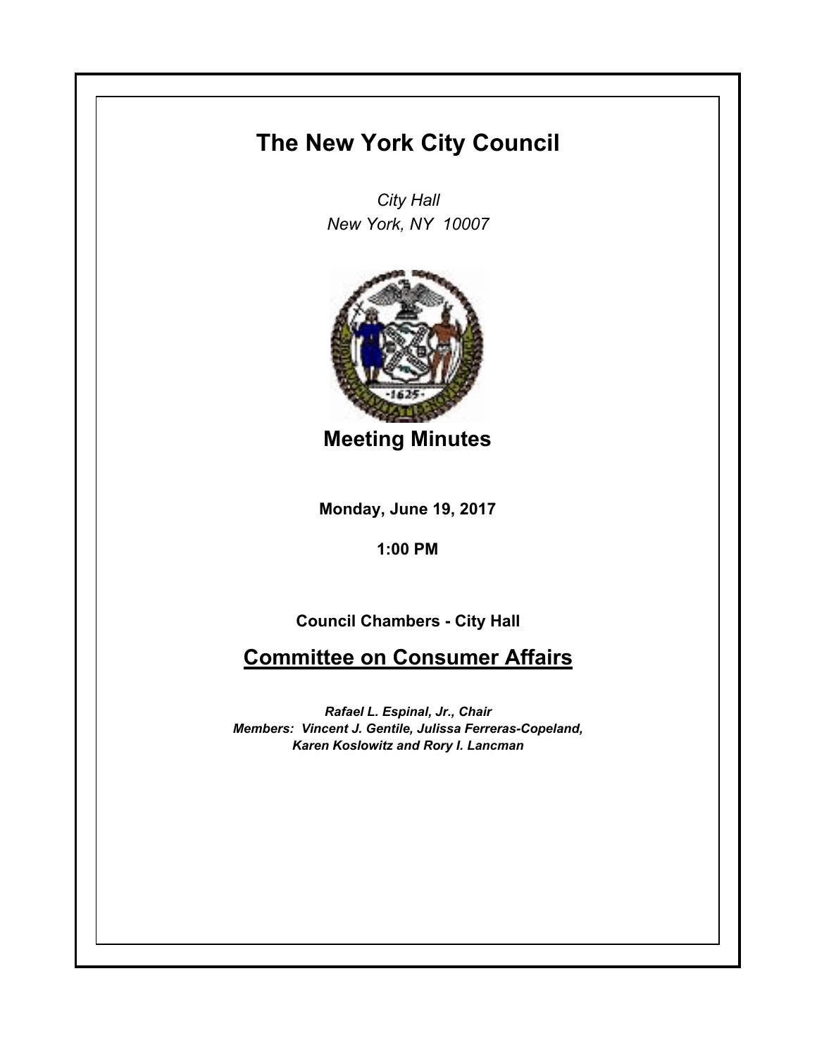# The New York City Council

*City Hall*
*New York, NY 10007*

## Meeting Minutes

**Monday, June 19, 2017**

**1:00 PM**

**Council Chambers - City Hall**

## Committee on Consumer Affairs

***Rafael L. Espinal, Jr., Chair***
***Members: Vincent J. Gentile, Julissa Ferreras-Copeland, Karen Koslowitz and Rory I. Lancman***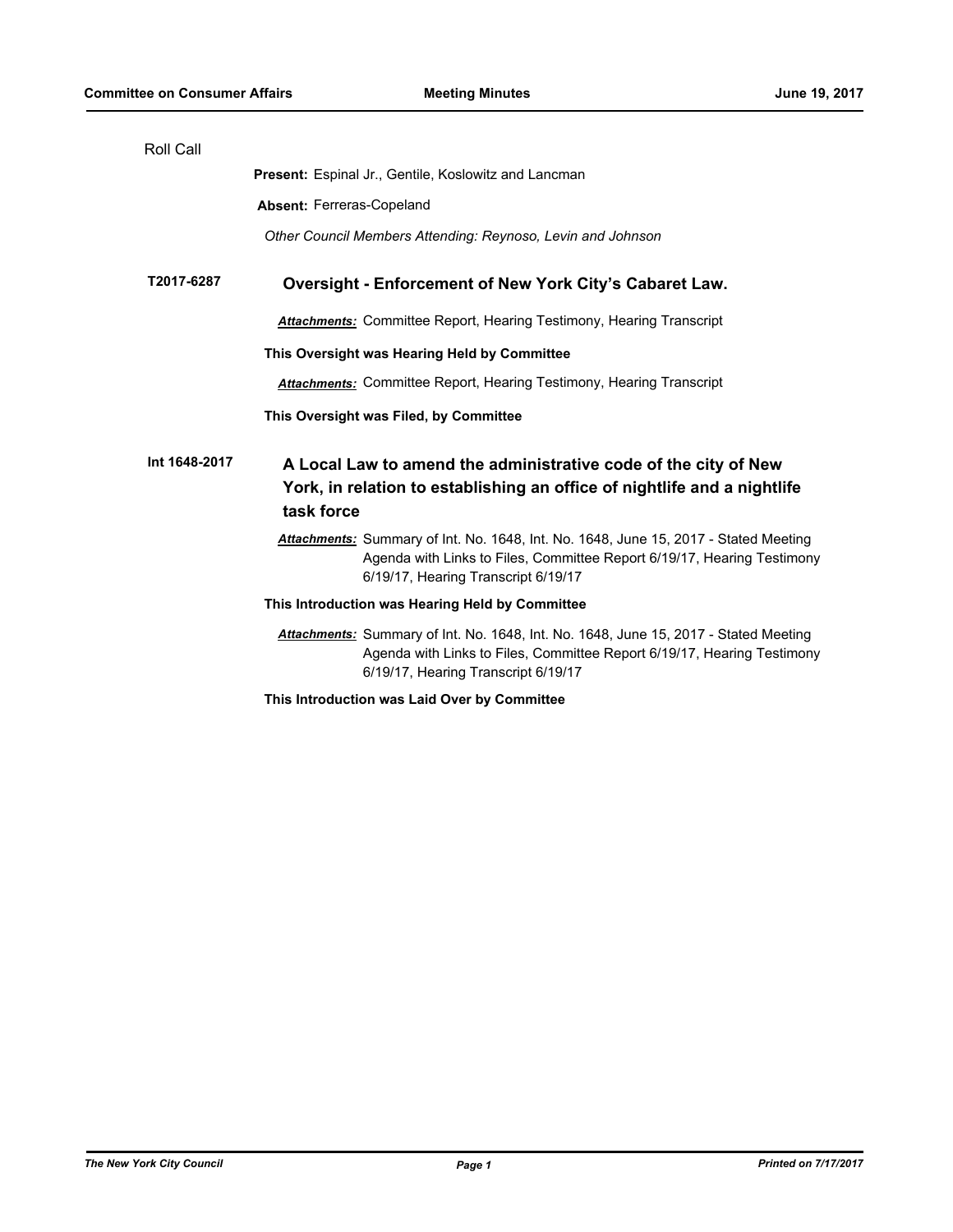Roll Call

**Present:** Espinal Jr., Gentile, Koslowitz and Lancman

**Absent:** Ferreras-Copeland

*Other Council Members Attending: Reynoso, Levin and Johnson*

**T2017-6287** **Oversight - Enforcement of New York City's Cabaret Law.**

***Attachments:*** Committee Report, Hearing Testimony, Hearing Transcript

**This Oversight was Hearing Held by Committee**

***Attachments:*** Committee Report, Hearing Testimony, Hearing Transcript

**This Oversight was Filed, by Committee**

**Int 1648-2017** **A Local Law to amend the administrative code of the city of New York, in relation to establishing an office of nightlife and a nightlife task force**

***Attachments:*** Summary of Int. No. 1648, Int. No. 1648, June 15, 2017 - Stated Meeting Agenda with Links to Files, Committee Report 6/19/17, Hearing Testimony 6/19/17, Hearing Transcript 6/19/17

**This Introduction was Hearing Held by Committee**

***Attachments:*** Summary of Int. No. 1648, Int. No. 1648, June 15, 2017 - Stated Meeting Agenda with Links to Files, Committee Report 6/19/17, Hearing Testimony 6/19/17, Hearing Transcript 6/19/17

**This Introduction was Laid Over by Committee**